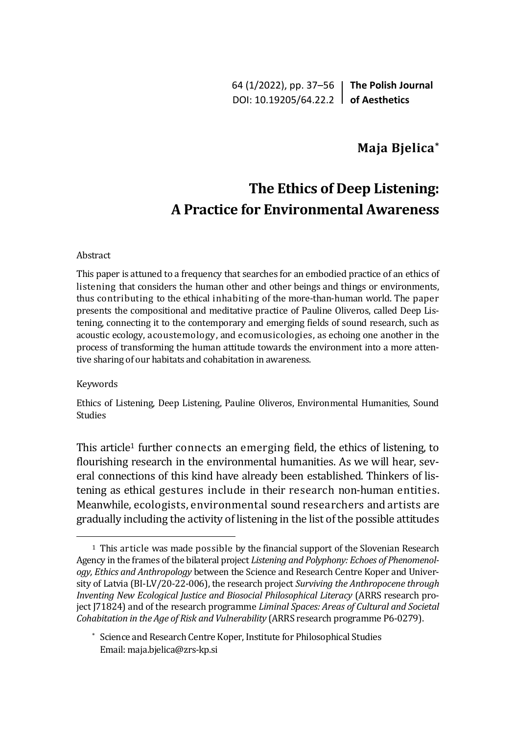**Maja Bjelica***

# The Ethics of Deep Listening: A Practice for Environmental Awareness

Abstract

This paper is attuned to a frequency that searches for an embodied practice of an ethics of listening that considers the human other and other beings and things or environments, thus contributing to the ethical inhabiting of the more-than-human world. The paper presents the compositional and meditative practice of Pauline Oliveros, called Deep Listening, connecting it to the contemporary and emerging fields of sound research, such as acoustic ecology, acoustemology, and ecomusicologies, as echoing one another in the process of transforming the human attitude towards the environment into a more attentive sharing of our habitats and cohabitation in awareness.

Keywords

Ethics of Listening, Deep Listening, Pauline Oliveros, Environmental Humanities, Sound Studies

This article[1] further connects an emerging field, the ethics of listening, to flourishing research in the environmental humanities. As we will hear, several connections of this kind have already been established. Thinkers of listening as ethical gestures include in their research non-human entities. Meanwhile, ecologists, environmental sound researchers and artists are gradually including the activity of listening in the list of the possible attitudes

---

[1] This article was made possible by the financial support of the Slovenian Research Agency in the frames of the bilateral project *Listening and Polyphony: Echoes of Phenomenology, Ethics and Anthropology* between the Science and Research Centre Koper and University of Latvia (BI-LV/20-22-006), the research project *Surviving the Anthropocene through Inventing New Ecological Justice and Biosocial Philosophical Literacy* (ARRS research project J71824) and of the research programme *Liminal Spaces: Areas of Cultural and Societal Cohabitation in the Age of Risk and Vulnerability* (ARRS research programme P6-0279).

* Science and Research Centre Koper, Institute for Philosophical Studies
Email: maja.bjelica@zrs-kp.si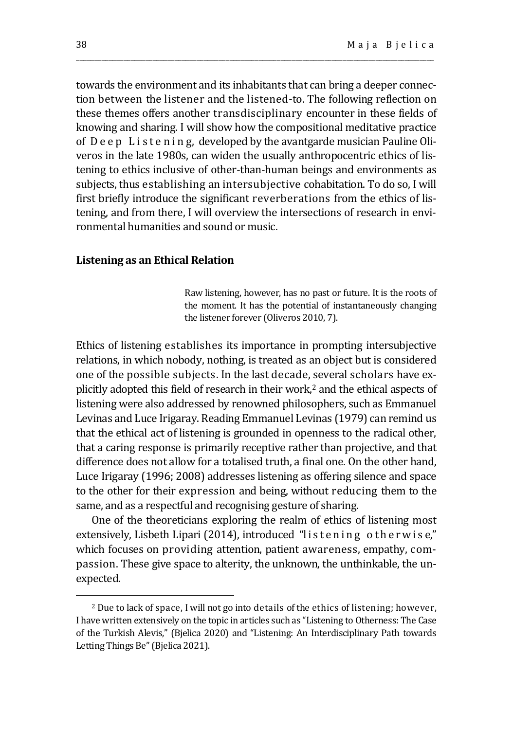towards the environment and its inhabitants that can bring a deeper connection between the listener and the listened-to. The following reflection on these themes offers another transdisciplinary encounter in these fields of knowing and sharing. I will show how the compositional meditative practice of Deep Listening, developed by the avantgarde musician Pauline Oliveros in the late 1980s, can widen the usually anthropocentric ethics of listening to ethics inclusive of other-than-human beings and environments as subjects, thus establishing an intersubjective cohabitation. To do so, I will first briefly introduce the significant reverberations from the ethics of listening, and from there, I will overview the intersections of research in environmental humanities and sound or music.

## Listening as an Ethical Relation

> Raw listening, however, has no past or future. It is the roots of the moment. It has the potential of instantaneously changing the listener forever (Oliveros 2010, 7).

Ethics of listening establishes its importance in prompting intersubjective relations, in which nobody, nothing, is treated as an object but is considered one of the possible subjects. In the last decade, several scholars have explicitly adopted this field of research in their work,[2] and the ethical aspects of listening were also addressed by renowned philosophers, such as Emmanuel Levinas and Luce Irigaray. Reading Emmanuel Levinas (1979) can remind us that the ethical act of listening is grounded in openness to the radical other, that a caring response is primarily receptive rather than projective, and that difference does not allow for a totalised truth, a final one. On the other hand, Luce Irigaray (1996; 2008) addresses listening as offering silence and space to the other for their expression and being, without reducing them to the same, and as a respectful and recognising gesture of sharing.

One of the theoreticians exploring the realm of ethics of listening most extensively, Lisbeth Lipari (2014), introduced "listening otherwise," which focuses on providing attention, patient awareness, empathy, compassion. These give space to alterity, the unknown, the unthinkable, the unexpected.

---

[2] Due to lack of space, I will not go into details of the ethics of listening; however, I have written extensively on the topic in articles such as "Listening to Otherness: The Case of the Turkish Alevis," (Bjelica 2020) and "Listening: An Interdisciplinary Path towards Letting Things Be" (Bjelica 2021).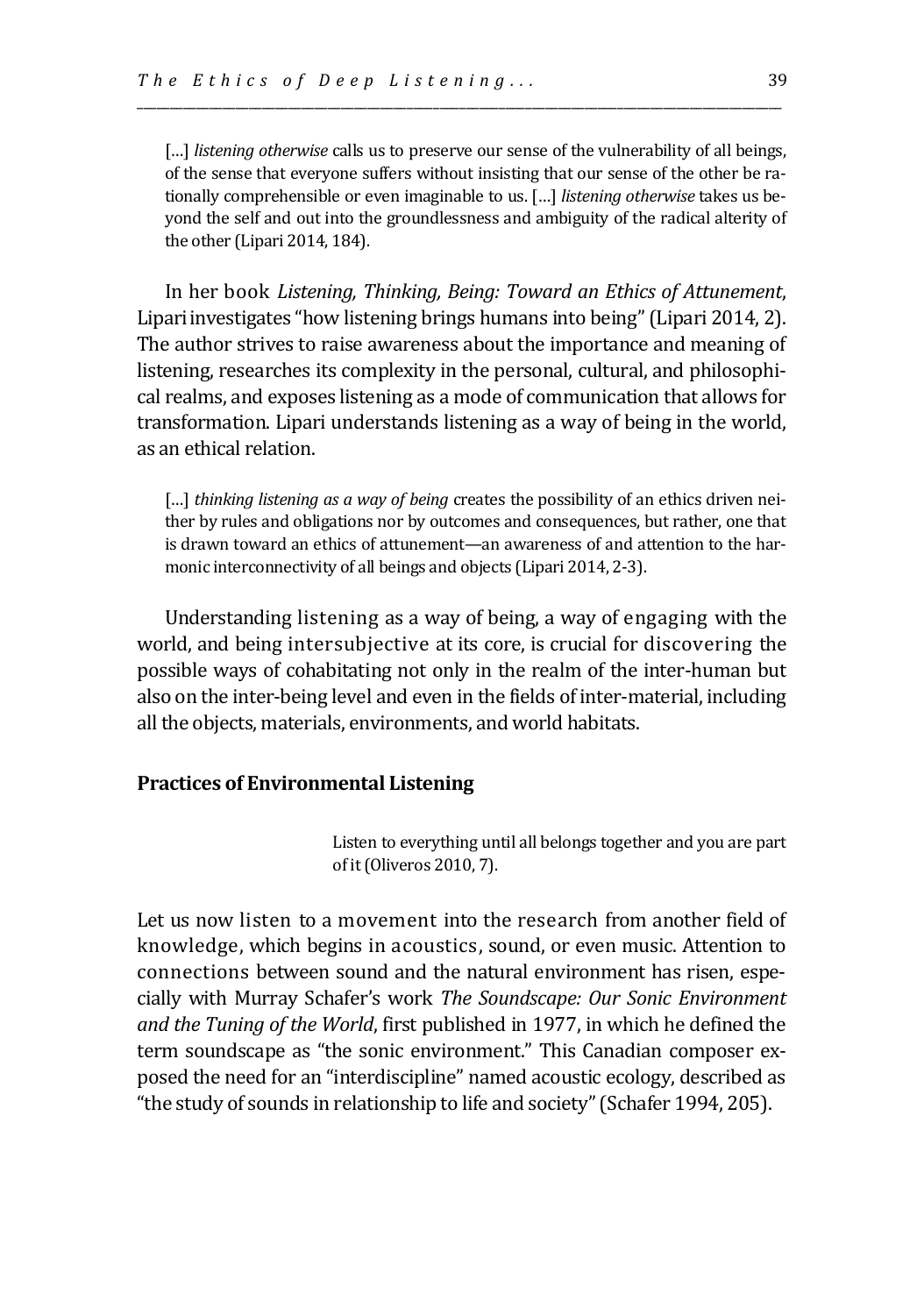> [...] *listening otherwise* calls us to preserve our sense of the vulnerability of all beings, of the sense that everyone suffers without insisting that our sense of the other be rationally comprehensible or even imaginable to us. [...] *listening otherwise* takes us beyond the self and out into the groundlessness and ambiguity of the radical alterity of the other (Lipari 2014, 184).

In her book *Listening, Thinking, Being: Toward an Ethics of Attunement*, Lipari investigates "how listening brings humans into being" (Lipari 2014, 2). The author strives to raise awareness about the importance and meaning of listening, researches its complexity in the personal, cultural, and philosophical realms, and exposes listening as a mode of communication that allows for transformation. Lipari understands listening as a way of being in the world, as an ethical relation.

> [...] *thinking listening as a way of being* creates the possibility of an ethics driven neither by rules and obligations nor by outcomes and consequences, but rather, one that is drawn toward an ethics of attunement—an awareness of and attention to the harmonic interconnectivity of all beings and objects (Lipari 2014, 2-3).

Understanding listening as a way of being, a way of engaging with the world, and being intersubjective at its core, is crucial for discovering the possible ways of cohabitating not only in the realm of the inter-human but also on the inter-being level and even in the fields of inter-material, including all the objects, materials, environments, and world habitats.

**Practices of Environmental Listening**

> Listen to everything until all belongs together and you are part of it (Oliveros 2010, 7).

Let us now listen to a movement into the research from another field of knowledge, which begins in acoustics, sound, or even music. Attention to connections between sound and the natural environment has risen, especially with Murray Schafer's work *The Soundscape: Our Sonic Environment and the Tuning of the World*, first published in 1977, in which he defined the term soundscape as "the sonic environment." This Canadian composer exposed the need for an "interdiscipline" named acoustic ecology, described as "the study of sounds in relationship to life and society" (Schafer 1994, 205).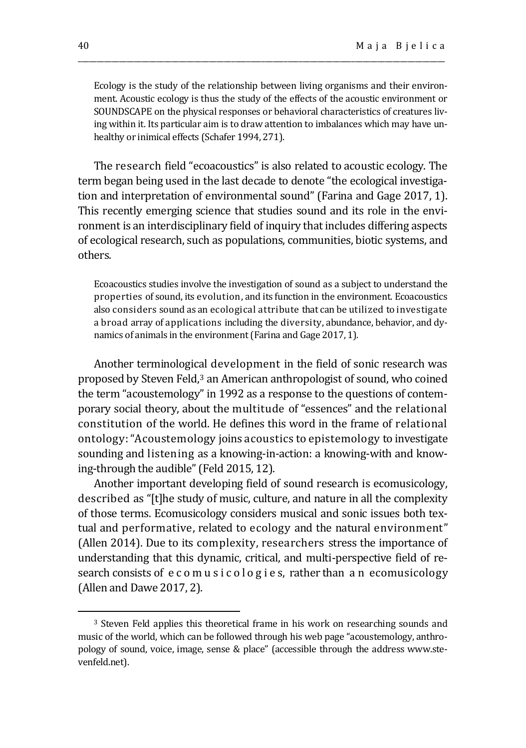> Ecology is the study of the relationship between living organisms and their environment. Acoustic ecology is thus the study of the effects of the acoustic environment or SOUNDSCAPE on the physical responses or behavioral characteristics of creatures living within it. Its particular aim is to draw attention to imbalances which may have unhealthy or inimical effects (Schafer 1994, 271).

The research field "ecoacoustics" is also related to acoustic ecology. The term began being used in the last decade to denote "the ecological investigation and interpretation of environmental sound" (Farina and Gage 2017, 1). This recently emerging science that studies sound and its role in the environment is an interdisciplinary field of inquiry that includes differing aspects of ecological research, such as populations, communities, biotic systems, and others.

> Ecoacoustics studies involve the investigation of sound as a subject to understand the properties of sound, its evolution, and its function in the environment. Ecoacoustics also considers sound as an ecological attribute that can be utilized to investigate a broad array of applications including the diversity, abundance, behavior, and dynamics of animals in the environment (Farina and Gage 2017, 1).

Another terminological development in the field of sonic research was proposed by Steven Feld,[3] an American anthropologist of sound, who coined the term "acoustemology" in 1992 as a response to the questions of contemporary social theory, about the multitude of "essences" and the relational constitution of the world. He defines this word in the frame of relational ontology: "Acoustemology joins acoustics to epistemology to investigate sounding and listening as a knowing-in-action: a knowing-with and knowing-through the audible" (Feld 2015, 12).

Another important developing field of sound research is ecomusicology, described as "[t]he study of music, culture, and nature in all the complexity of those terms. Ecomusicology considers musical and sonic issues both textual and performative, related to ecology and the natural environment" (Allen 2014). Due to its complexity, researchers stress the importance of understanding that this dynamic, critical, and multi-perspective field of research consists of *ecomusicologies*, rather than *an* ecomusicology (Allen and Dawe 2017, 2).

---

[3] Steven Feld applies this theoretical frame in his work on researching sounds and music of the world, which can be followed through his web page "acoustemology, anthropology of sound, voice, image, sense & place" (accessible through the address www.stevenfeld.net).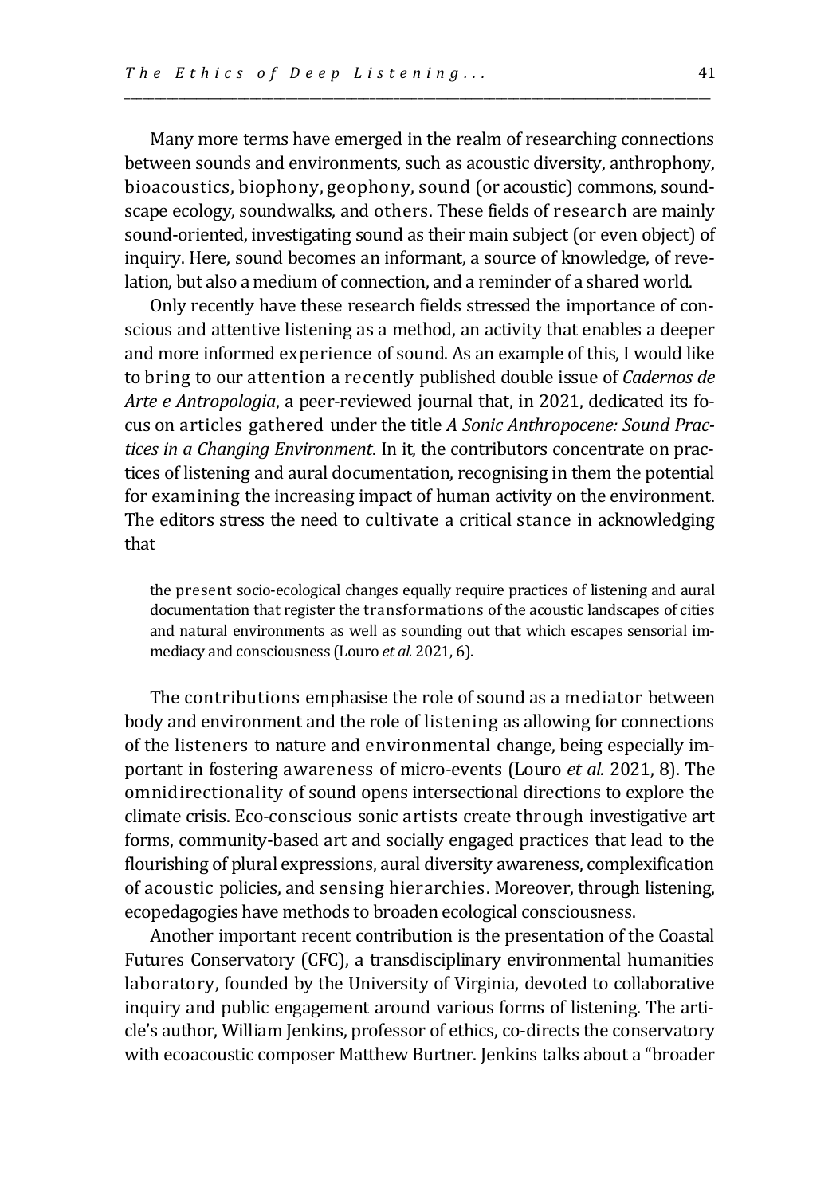Many more terms have emerged in the realm of researching connections between sounds and environments, such as acoustic diversity, anthrophony, bioacoustics, biophony, geophony, sound (or acoustic) commons, soundscape ecology, soundwalks, and others. These fields of research are mainly sound-oriented, investigating sound as their main subject (or even object) of inquiry. Here, sound becomes an informant, a source of knowledge, of revelation, but also a medium of connection, and a reminder of a shared world.

Only recently have these research fields stressed the importance of conscious and attentive listening as a method, an activity that enables a deeper and more informed experience of sound. As an example of this, I would like to bring to our attention a recently published double issue of *Cadernos de Arte e Antropologia*, a peer-reviewed journal that, in 2021, dedicated its focus on articles gathered under the title *A Sonic Anthropocene: Sound Practices in a Changing Environment*. In it, the contributors concentrate on practices of listening and aural documentation, recognising in them the potential for examining the increasing impact of human activity on the environment. The editors stress the need to cultivate a critical stance in acknowledging that

> the present socio-ecological changes equally require practices of listening and aural documentation that register the transformations of the acoustic landscapes of cities and natural environments as well as sounding out that which escapes sensorial immediacy and consciousness (Louro *et al.* 2021, 6).

The contributions emphasise the role of sound as a mediator between body and environment and the role of listening as allowing for connections of the listeners to nature and environmental change, being especially important in fostering awareness of micro-events (Louro *et al.* 2021, 8). The omnidirectionality of sound opens intersectional directions to explore the climate crisis. Eco-conscious sonic artists create through investigative art forms, community-based art and socially engaged practices that lead to the flourishing of plural expressions, aural diversity awareness, complexification of acoustic policies, and sensing hierarchies. Moreover, through listening, ecopedagogies have methods to broaden ecological consciousness.

Another important recent contribution is the presentation of the Coastal Futures Conservatory (CFC), a transdisciplinary environmental humanities laboratory, founded by the University of Virginia, devoted to collaborative inquiry and public engagement around various forms of listening. The article's author, William Jenkins, professor of ethics, co-directs the conservatory with ecoacoustic composer Matthew Burtner. Jenkins talks about a "broader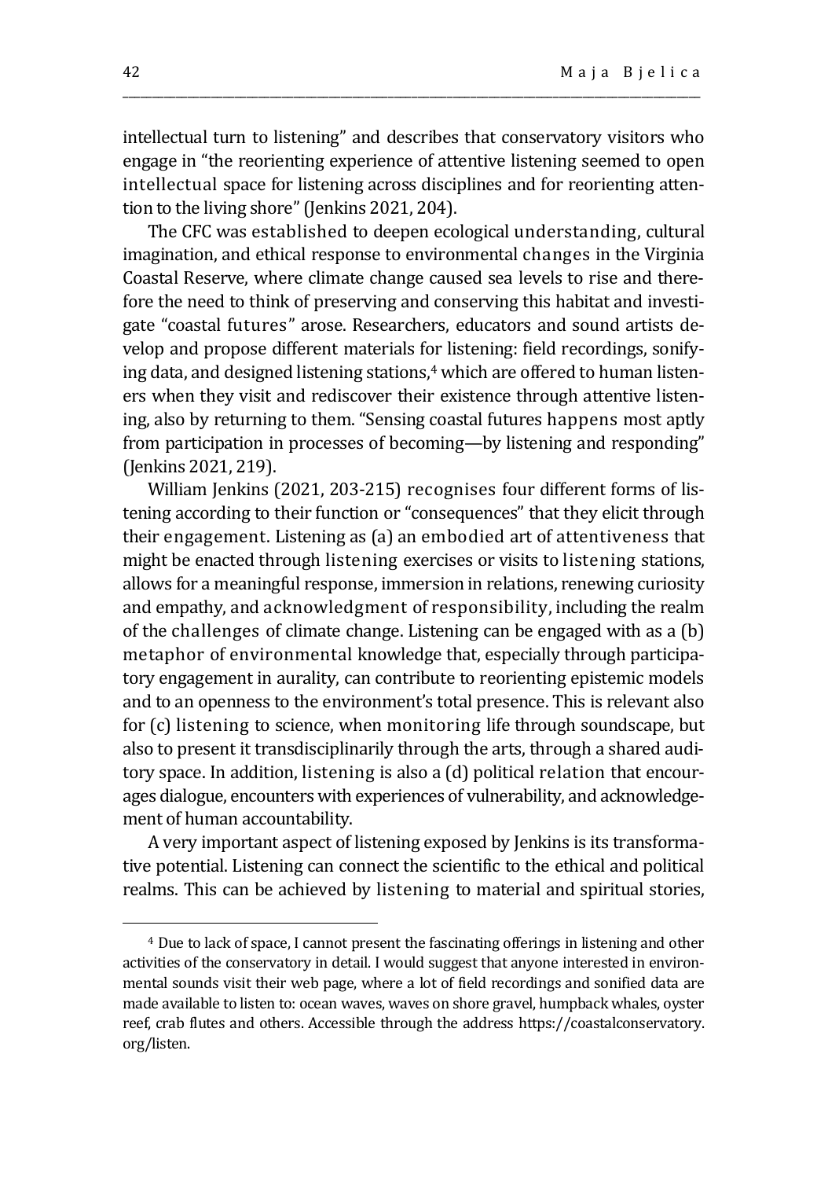intellectual turn to listening" and describes that conservatory visitors who engage in "the reorienting experience of attentive listening seemed to open intellectual space for listening across disciplines and for reorienting attention to the living shore" (Jenkins 2021, 204).

The CFC was established to deepen ecological understanding, cultural imagination, and ethical response to environmental changes in the Virginia Coastal Reserve, where climate change caused sea levels to rise and therefore the need to think of preserving and conserving this habitat and investigate "coastal futures" arose. Researchers, educators and sound artists develop and propose different materials for listening: field recordings, sonifying data, and designed listening stations,[4] which are offered to human listeners when they visit and rediscover their existence through attentive listening, also by returning to them. "Sensing coastal futures happens most aptly from participation in processes of becoming—by listening and responding" (Jenkins 2021, 219).

William Jenkins (2021, 203-215) recognises four different forms of listening according to their function or "consequences" that they elicit through their engagement. Listening as (a) an embodied art of attentiveness that might be enacted through listening exercises or visits to listening stations, allows for a meaningful response, immersion in relations, renewing curiosity and empathy, and acknowledgment of responsibility, including the realm of the challenges of climate change. Listening can be engaged with as a (b) metaphor of environmental knowledge that, especially through participatory engagement in aurality, can contribute to reorienting epistemic models and to an openness to the environment's total presence. This is relevant also for (c) listening to science, when monitoring life through soundscape, but also to present it transdisciplinarily through the arts, through a shared auditory space. In addition, listening is also a (d) political relation that encourages dialogue, encounters with experiences of vulnerability, and acknowledgement of human accountability.

A very important aspect of listening exposed by Jenkins is its transformative potential. Listening can connect the scientific to the ethical and political realms. This can be achieved by listening to material and spiritual stories,

---

[4] Due to lack of space, I cannot present the fascinating offerings in listening and other activities of the conservatory in detail. I would suggest that anyone interested in environmental sounds visit their web page, where a lot of field recordings and sonified data are made available to listen to: ocean waves, waves on shore gravel, humpback whales, oyster reef, crab flutes and others. Accessible through the address https://coastalconservatory.org/listen.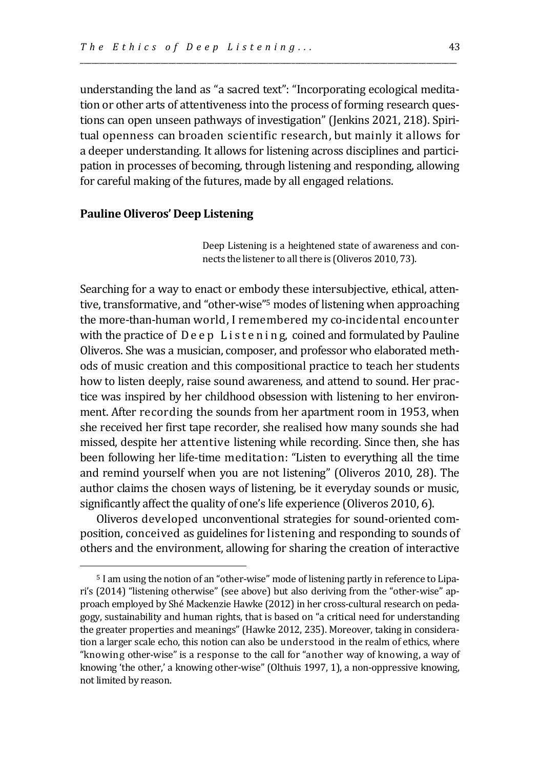understanding the land as "a sacred text": "Incorporating ecological meditation or other arts of attentiveness into the process of forming research questions can open unseen pathways of investigation" (Jenkins 2021, 218). Spiritual openness can broaden scientific research, but mainly it allows for a deeper understanding. It allows for listening across disciplines and participation in processes of becoming, through listening and responding, allowing for careful making of the futures, made by all engaged relations.

## Pauline Oliveros' Deep Listening

> Deep Listening is a heightened state of awareness and connects the listener to all there is (Oliveros 2010, 73).

Searching for a way to enact or embody these intersubjective, ethical, attentive, transformative, and "other-wise"[5] modes of listening when approaching the more-than-human world, I remembered my co-incidental encounter with the practice of Deep Listening, coined and formulated by Pauline Oliveros. She was a musician, composer, and professor who elaborated methods of music creation and this compositional practice to teach her students how to listen deeply, raise sound awareness, and attend to sound. Her practice was inspired by her childhood obsession with listening to her environment. After recording the sounds from her apartment room in 1953, when she received her first tape recorder, she realised how many sounds she had missed, despite her attentive listening while recording. Since then, she has been following her life-time meditation: "Listen to everything all the time and remind yourself when you are not listening" (Oliveros 2010, 28). The author claims the chosen ways of listening, be it everyday sounds or music, significantly affect the quality of one's life experience (Oliveros 2010, 6).

Oliveros developed unconventional strategies for sound-oriented composition, conceived as guidelines for listening and responding to sounds of others and the environment, allowing for sharing the creation of interactive

---

[5] I am using the notion of an "other-wise" mode of listening partly in reference to Lipari's (2014) "listening otherwise" (see above) but also deriving from the "other-wise" approach employed by Shé Mackenzie Hawke (2012) in her cross-cultural research on pedagogy, sustainability and human rights, that is based on "a critical need for understanding the greater properties and meanings" (Hawke 2012, 235). Moreover, taking in consideration a larger scale echo, this notion can also be understood in the realm of ethics, where "knowing other-wise" is a response to the call for "another way of knowing, a way of knowing 'the other,' a knowing other-wise" (Olthuis 1997, 1), a non-oppressive knowing, not limited by reason.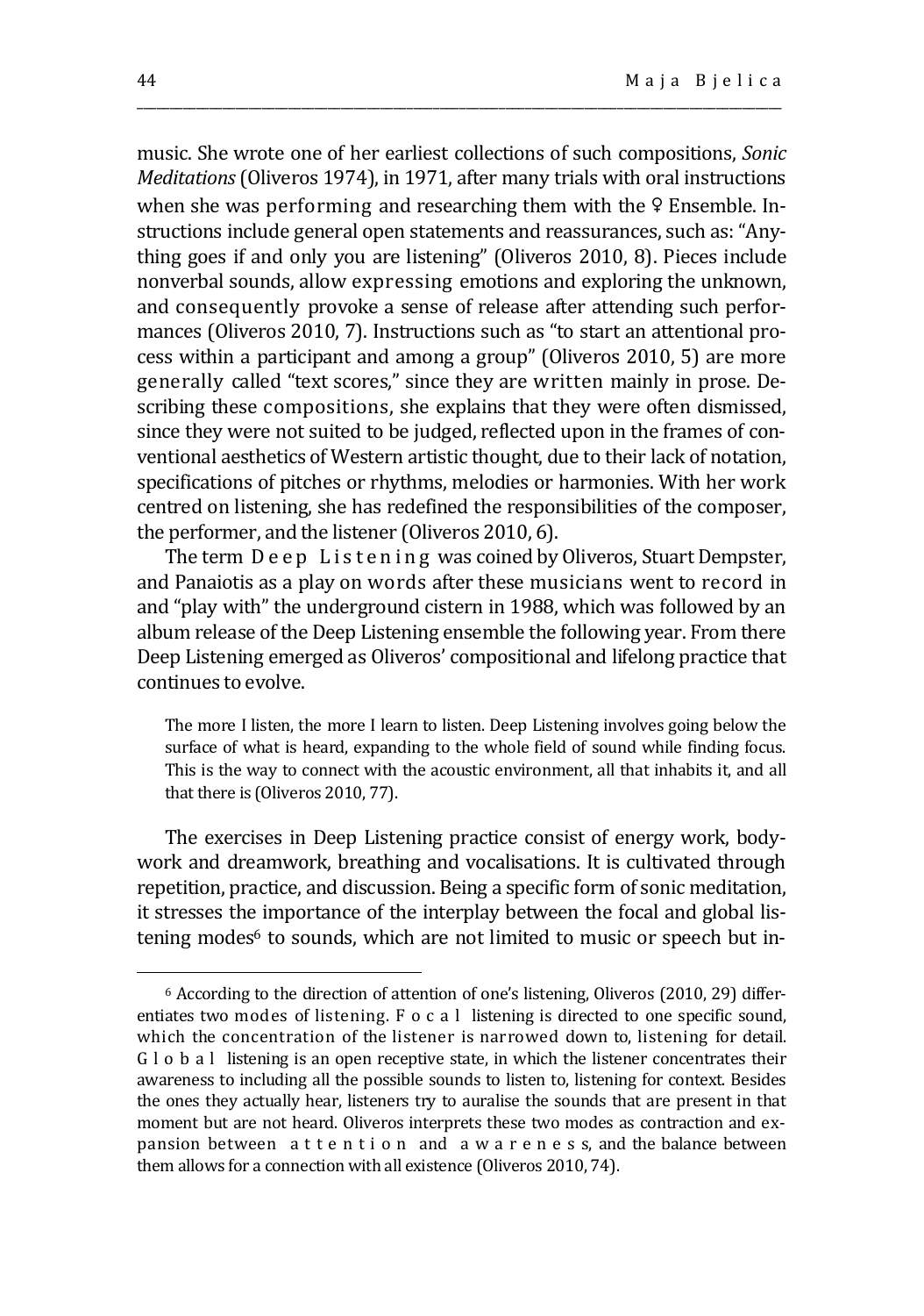music. She wrote one of her earliest collections of such compositions, *Sonic Meditations* (Oliveros 1974), in 1971, after many trials with oral instructions when she was performing and researching them with the ♀ Ensemble. Instructions include general open statements and reassurances, such as: "Anything goes if and only you are listening" (Oliveros 2010, 8). Pieces include nonverbal sounds, allow expressing emotions and exploring the unknown, and consequently provoke a sense of release after attending such performances (Oliveros 2010, 7). Instructions such as "to start an attentional process within a participant and among a group" (Oliveros 2010, 5) are more generally called "text scores," since they are written mainly in prose. Describing these compositions, she explains that they were often dismissed, since they were not suited to be judged, reflected upon in the frames of conventional aesthetics of Western artistic thought, due to their lack of notation, specifications of pitches or rhythms, melodies or harmonies. With her work centred on listening, she has redefined the responsibilities of the composer, the performer, and the listener (Oliveros 2010, 6).

The term Deep Listening was coined by Oliveros, Stuart Dempster, and Panaiotis as a play on words after these musicians went to record in and "play with" the underground cistern in 1988, which was followed by an album release of the Deep Listening ensemble the following year. From there Deep Listening emerged as Oliveros' compositional and lifelong practice that continues to evolve.

> The more I listen, the more I learn to listen. Deep Listening involves going below the surface of what is heard, expanding to the whole field of sound while finding focus. This is the way to connect with the acoustic environment, all that inhabits it, and all that there is (Oliveros 2010, 77).

The exercises in Deep Listening practice consist of energy work, bodywork and dreamwork, breathing and vocalisations. It is cultivated through repetition, practice, and discussion. Being a specific form of sonic meditation, it stresses the importance of the interplay between the focal and global listening modes[6] to sounds, which are not limited to music or speech but in-

[6] According to the direction of attention of one's listening, Oliveros (2010, 29) differentiates two modes of listening. Focal listening is directed to one specific sound, which the concentration of the listener is narrowed down to, listening for detail. Global listening is an open receptive state, in which the listener concentrates their awareness to including all the possible sounds to listen to, listening for context. Besides the ones they actually hear, listeners try to auralise the sounds that are present in that moment but are not heard. Oliveros interprets these two modes as contraction and expansion between attention and awareness, and the balance between them allows for a connection with all existence (Oliveros 2010, 74).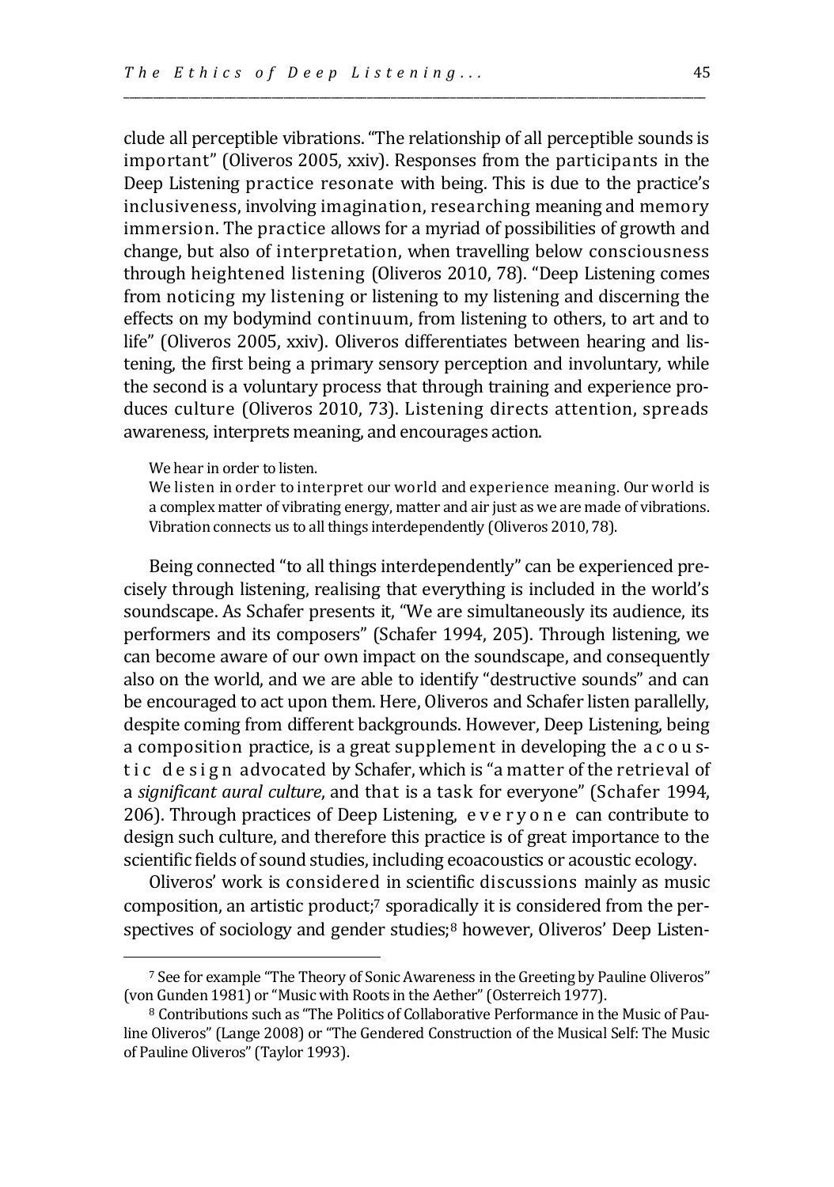clude all perceptible vibrations. "The relationship of all perceptible sounds is important" (Oliveros 2005, xxiv). Responses from the participants in the Deep Listening practice resonate with being. This is due to the practice's inclusiveness, involving imagination, researching meaning and memory immersion. The practice allows for a myriad of possibilities of growth and change, but also of interpretation, when travelling below consciousness through heightened listening (Oliveros 2010, 78). "Deep Listening comes from noticing my listening or listening to my listening and discerning the effects on my bodymind continuum, from listening to others, to art and to life" (Oliveros 2005, xxiv). Oliveros differentiates between hearing and listening, the first being a primary sensory perception and involuntary, while the second is a voluntary process that through training and experience produces culture (Oliveros 2010, 73). Listening directs attention, spreads awareness, interprets meaning, and encourages action.

> We hear in order to listen.
> We listen in order to interpret our world and experience meaning. Our world is a complex matter of vibrating energy, matter and air just as we are made of vibrations. Vibration connects us to all things interdependently (Oliveros 2010, 78).

Being connected "to all things interdependently" can be experienced precisely through listening, realising that everything is included in the world's soundscape. As Schafer presents it, "We are simultaneously its audience, its performers and its composers" (Schafer 1994, 205). Through listening, we can become aware of our own impact on the soundscape, and consequently also on the world, and we are able to identify "destructive sounds" and can be encouraged to act upon them. Here, Oliveros and Schafer listen parallelly, despite coming from different backgrounds. However, Deep Listening, being a composition practice, is a great supplement in developing the acoustic design advocated by Schafer, which is "a matter of the retrieval of a *significant aural culture*, and that is a task for everyone" (Schafer 1994, 206). Through practices of Deep Listening, everyone can contribute to design such culture, and therefore this practice is of great importance to the scientific fields of sound studies, including ecoacoustics or acoustic ecology.

Oliveros' work is considered in scientific discussions mainly as music composition, an artistic product;[7] sporadically it is considered from the perspectives of sociology and gender studies;[8] however, Oliveros' Deep Listen-

---

[7] See for example "The Theory of Sonic Awareness in the Greeting by Pauline Oliveros" (von Gunden 1981) or "Music with Roots in the Aether" (Osterreich 1977).

[8] Contributions such as "The Politics of Collaborative Performance in the Music of Pauline Oliveros" (Lange 2008) or "The Gendered Construction of the Musical Self: The Music of Pauline Oliveros" (Taylor 1993).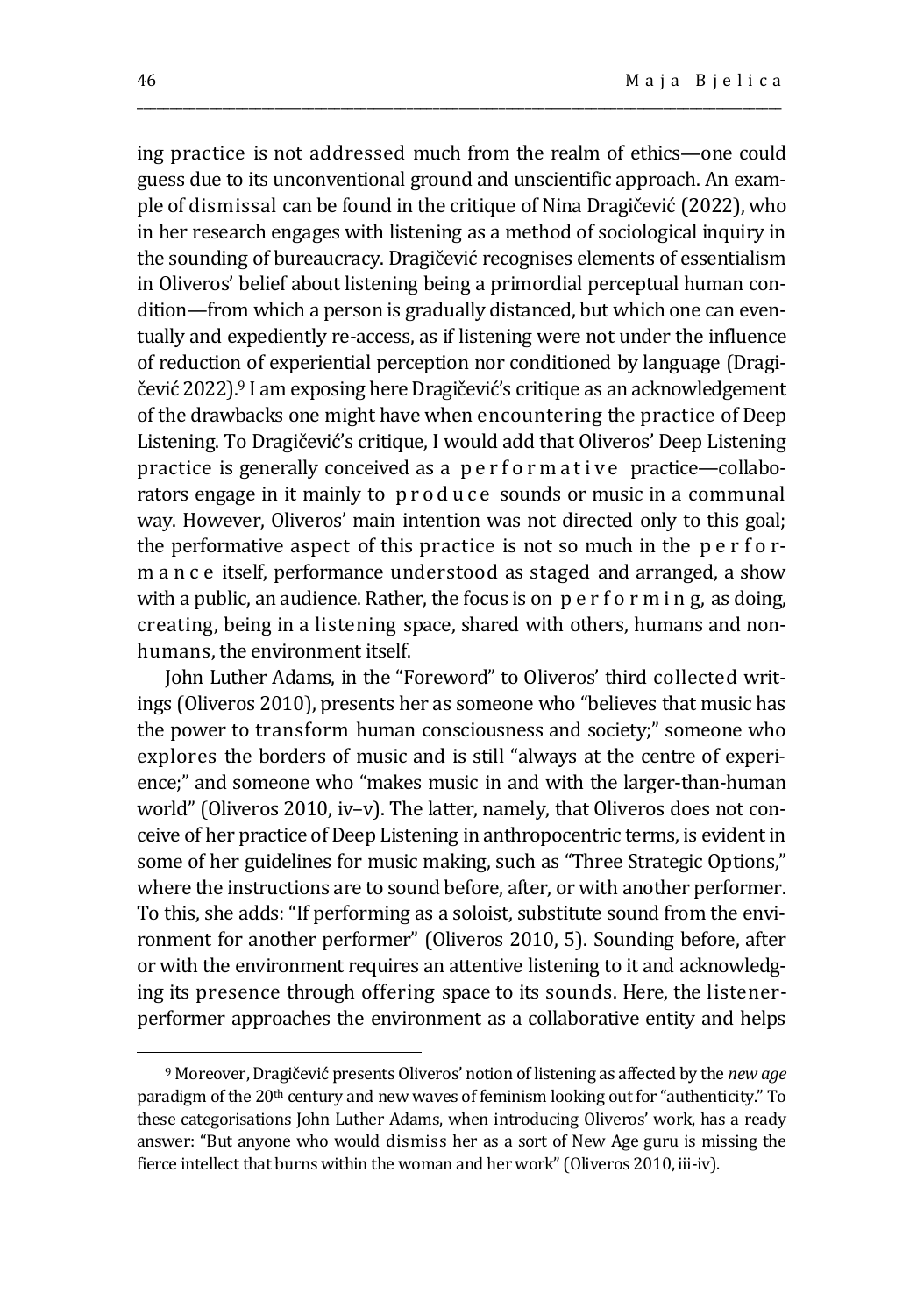ing practice is not addressed much from the realm of ethics—one could guess due to its unconventional ground and unscientific approach. An example of dismissal can be found in the critique of Nina Dragičević (2022), who in her research engages with listening as a method of sociological inquiry in the sounding of bureaucracy. Dragičević recognises elements of essentialism in Oliveros' belief about listening being a primordial perceptual human condition—from which a person is gradually distanced, but which one can eventually and expediently re-access, as if listening were not under the influence of reduction of experiential perception nor conditioned by language (Dragičević 2022).[9] I am exposing here Dragičević's critique as an acknowledgement of the drawbacks one might have when encountering the practice of Deep Listening. To Dragičević's critique, I would add that Oliveros' Deep Listening practice is generally conceived as a performative practice—collaborators engage in it mainly to produce sounds or music in a communal way. However, Oliveros' main intention was not directed only to this goal; the performative aspect of this practice is not so much in the performance itself, performance understood as staged and arranged, a show with a public, an audience. Rather, the focus is on performing, as doing, creating, being in a listening space, shared with others, humans and non-humans, the environment itself.

John Luther Adams, in the "Foreword" to Oliveros' third collected writings (Oliveros 2010), presents her as someone who "believes that music has the power to transform human consciousness and society;" someone who explores the borders of music and is still "always at the centre of experience;" and someone who "makes music in and with the larger-than-human world" (Oliveros 2010, iv–v). The latter, namely, that Oliveros does not conceive of her practice of Deep Listening in anthropocentric terms, is evident in some of her guidelines for music making, such as "Three Strategic Options," where the instructions are to sound before, after, or with another performer. To this, she adds: "If performing as a soloist, substitute sound from the environment for another performer" (Oliveros 2010, 5). Sounding before, after or with the environment requires an attentive listening to it and acknowledging its presence through offering space to its sounds. Here, the listener-performer approaches the environment as a collaborative entity and helps

[9] Moreover, Dragičević presents Oliveros' notion of listening as affected by the *new age* paradigm of the 20th century and new waves of feminism looking out for "authenticity." To these categorisations John Luther Adams, when introducing Oliveros' work, has a ready answer: "But anyone who would dismiss her as a sort of New Age guru is missing the fierce intellect that burns within the woman and her work" (Oliveros 2010, iii-iv).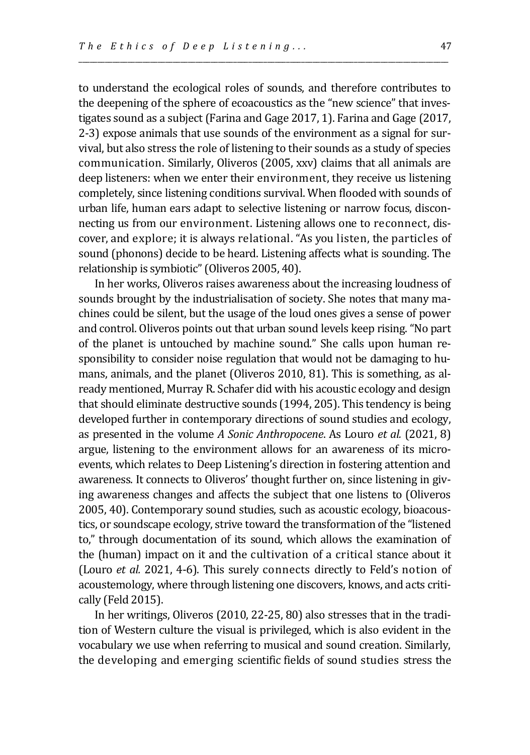to understand the ecological roles of sounds, and therefore contributes to the deepening of the sphere of ecoacoustics as the "new science" that investigates sound as a subject (Farina and Gage 2017, 1). Farina and Gage (2017, 2-3) expose animals that use sounds of the environment as a signal for survival, but also stress the role of listening to their sounds as a study of species communication. Similarly, Oliveros (2005, xxv) claims that all animals are deep listeners: when we enter their environment, they receive us listening completely, since listening conditions survival. When flooded with sounds of urban life, human ears adapt to selective listening or narrow focus, disconnecting us from our environment. Listening allows one to reconnect, discover, and explore; it is always relational. "As you listen, the particles of sound (phonons) decide to be heard. Listening affects what is sounding. The relationship is symbiotic" (Oliveros 2005, 40).

In her works, Oliveros raises awareness about the increasing loudness of sounds brought by the industrialisation of society. She notes that many machines could be silent, but the usage of the loud ones gives a sense of power and control. Oliveros points out that urban sound levels keep rising. "No part of the planet is untouched by machine sound." She calls upon human responsibility to consider noise regulation that would not be damaging to humans, animals, and the planet (Oliveros 2010, 81). This is something, as already mentioned, Murray R. Schafer did with his acoustic ecology and design that should eliminate destructive sounds (1994, 205). This tendency is being developed further in contemporary directions of sound studies and ecology, as presented in the volume *A Sonic Anthropocene*. As Louro *et al.* (2021, 8) argue, listening to the environment allows for an awareness of its micro-events, which relates to Deep Listening's direction in fostering attention and awareness. It connects to Oliveros' thought further on, since listening in giving awareness changes and affects the subject that one listens to (Oliveros 2005, 40). Contemporary sound studies, such as acoustic ecology, bioacoustics, or soundscape ecology, strive toward the transformation of the "listened to," through documentation of its sound, which allows the examination of the (human) impact on it and the cultivation of a critical stance about it (Louro *et al.* 2021, 4-6). This surely connects directly to Feld's notion of acoustemology, where through listening one discovers, knows, and acts critically (Feld 2015).

In her writings, Oliveros (2010, 22-25, 80) also stresses that in the tradition of Western culture the visual is privileged, which is also evident in the vocabulary we use when referring to musical and sound creation. Similarly, the developing and emerging scientific fields of sound studies stress the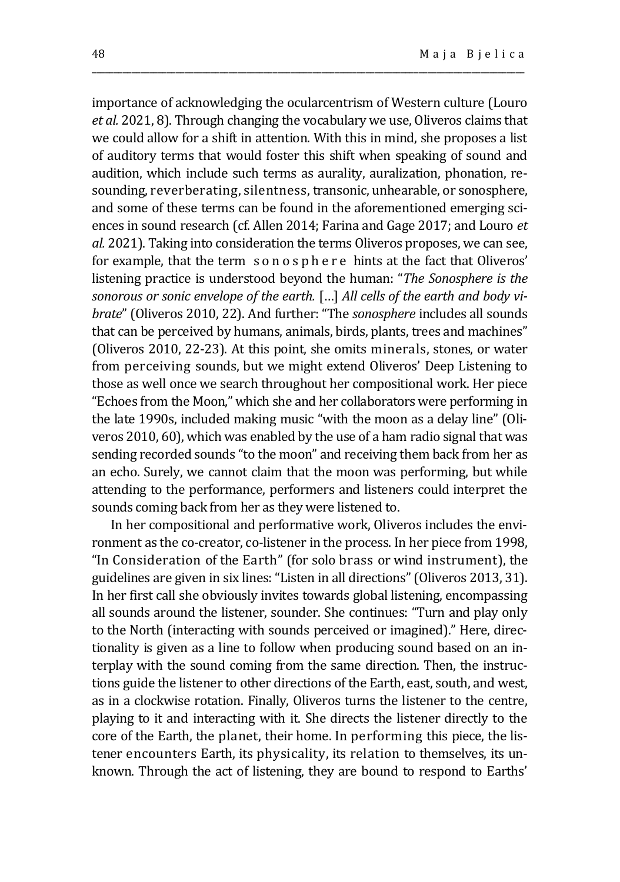importance of acknowledging the ocularcentrism of Western culture (Louro *et al.* 2021, 8). Through changing the vocabulary we use, Oliveros claims that we could allow for a shift in attention. With this in mind, she proposes a list of auditory terms that would foster this shift when speaking of sound and audition, which include such terms as aurality, auralization, phonation, resounding, reverberating, silentness, transonic, unhearable, or sonosphere, and some of these terms can be found in the aforementioned emerging sciences in sound research (cf. Allen 2014; Farina and Gage 2017; and Louro *et al.* 2021). Taking into consideration the terms Oliveros proposes, we can see, for example, that the term s o n o s p h e r e hints at the fact that Oliveros' listening practice is understood beyond the human: "*The Sonosphere is the sonorous or sonic envelope of the earth.* […] *All cells of the earth and body vibrate*" (Oliveros 2010, 22). And further: "The *sonosphere* includes all sounds that can be perceived by humans, animals, birds, plants, trees and machines" (Oliveros 2010, 22-23). At this point, she omits minerals, stones, or water from perceiving sounds, but we might extend Oliveros' Deep Listening to those as well once we search throughout her compositional work. Her piece "Echoes from the Moon," which she and her collaborators were performing in the late 1990s, included making music "with the moon as a delay line" (Oliveros 2010, 60), which was enabled by the use of a ham radio signal that was sending recorded sounds "to the moon" and receiving them back from her as an echo. Surely, we cannot claim that the moon was performing, but while attending to the performance, performers and listeners could interpret the sounds coming back from her as they were listened to.

In her compositional and performative work, Oliveros includes the environment as the co-creator, co-listener in the process. In her piece from 1998, "In Consideration of the Earth" (for solo brass or wind instrument), the guidelines are given in six lines: "Listen in all directions" (Oliveros 2013, 31). In her first call she obviously invites towards global listening, encompassing all sounds around the listener, sounder. She continues: "Turn and play only to the North (interacting with sounds perceived or imagined)." Here, directionality is given as a line to follow when producing sound based on an interplay with the sound coming from the same direction. Then, the instructions guide the listener to other directions of the Earth, east, south, and west, as in a clockwise rotation. Finally, Oliveros turns the listener to the centre, playing to it and interacting with it. She directs the listener directly to the core of the Earth, the planet, their home. In performing this piece, the listener encounters Earth, its physicality, its relation to themselves, its unknown. Through the act of listening, they are bound to respond to Earths'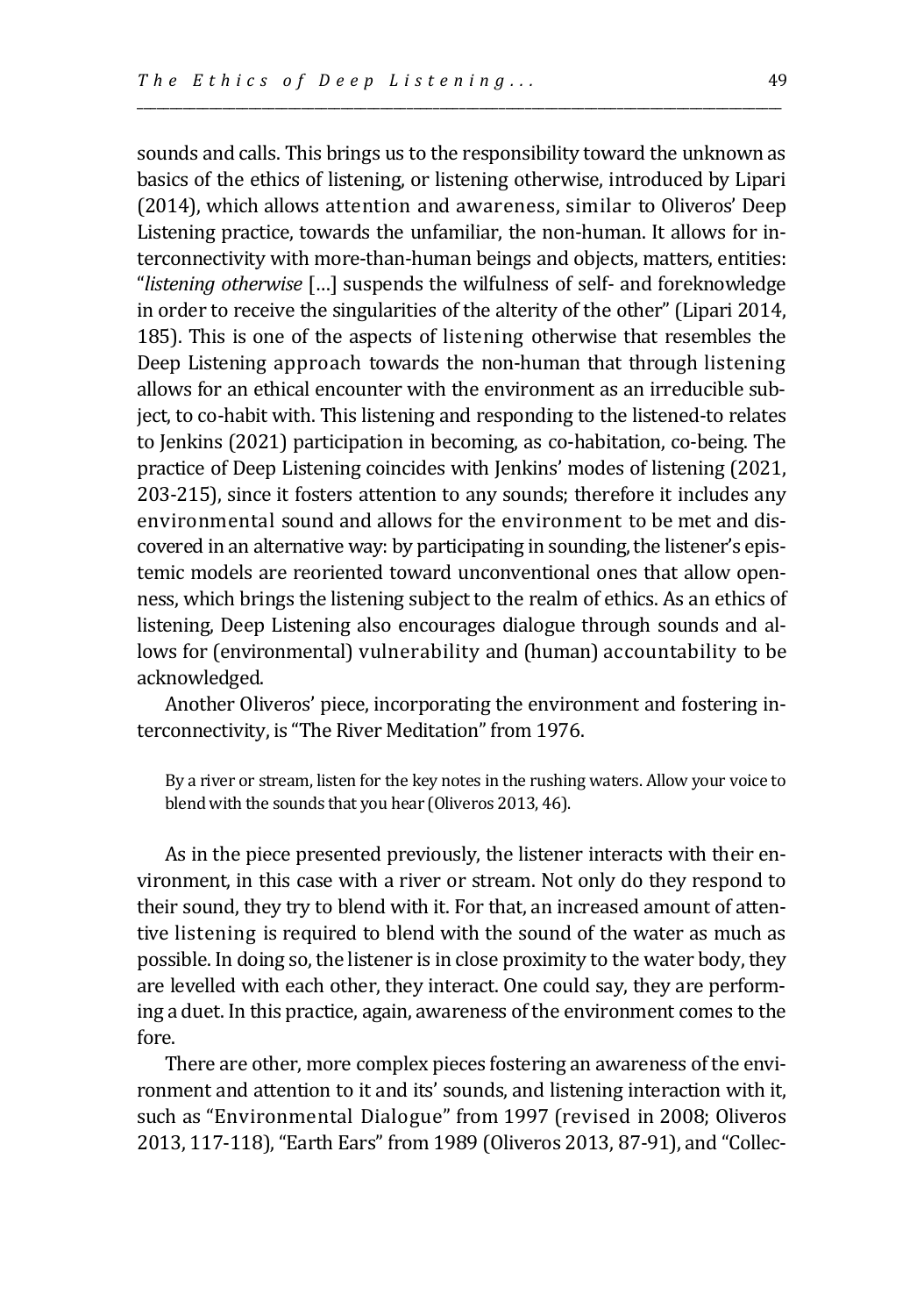sounds and calls. This brings us to the responsibility toward the unknown as basics of the ethics of listening, or listening otherwise, introduced by Lipari (2014), which allows attention and awareness, similar to Oliveros' Deep Listening practice, towards the unfamiliar, the non-human. It allows for interconnectivity with more-than-human beings and objects, matters, entities: "*listening otherwise* […] suspends the wilfulness of self- and foreknowledge in order to receive the singularities of the alterity of the other" (Lipari 2014, 185). This is one of the aspects of listening otherwise that resembles the Deep Listening approach towards the non-human that through listening allows for an ethical encounter with the environment as an irreducible subject, to co-habit with. This listening and responding to the listened-to relates to Jenkins (2021) participation in becoming, as co-habitation, co-being. The practice of Deep Listening coincides with Jenkins' modes of listening (2021, 203-215), since it fosters attention to any sounds; therefore it includes any environmental sound and allows for the environment to be met and discovered in an alternative way: by participating in sounding, the listener's epistemic models are reoriented toward unconventional ones that allow openness, which brings the listening subject to the realm of ethics. As an ethics of listening, Deep Listening also encourages dialogue through sounds and allows for (environmental) vulnerability and (human) accountability to be acknowledged.

Another Oliveros' piece, incorporating the environment and fostering interconnectivity, is "The River Meditation" from 1976.

> By a river or stream, listen for the key notes in the rushing waters. Allow your voice to blend with the sounds that you hear (Oliveros 2013, 46).

As in the piece presented previously, the listener interacts with their environment, in this case with a river or stream. Not only do they respond to their sound, they try to blend with it. For that, an increased amount of attentive listening is required to blend with the sound of the water as much as possible. In doing so, the listener is in close proximity to the water body, they are levelled with each other, they interact. One could say, they are performing a duet. In this practice, again, awareness of the environment comes to the fore.

There are other, more complex pieces fostering an awareness of the environment and attention to it and its' sounds, and listening interaction with it, such as "Environmental Dialogue" from 1997 (revised in 2008; Oliveros 2013, 117-118), "Earth Ears" from 1989 (Oliveros 2013, 87-91), and "Collec-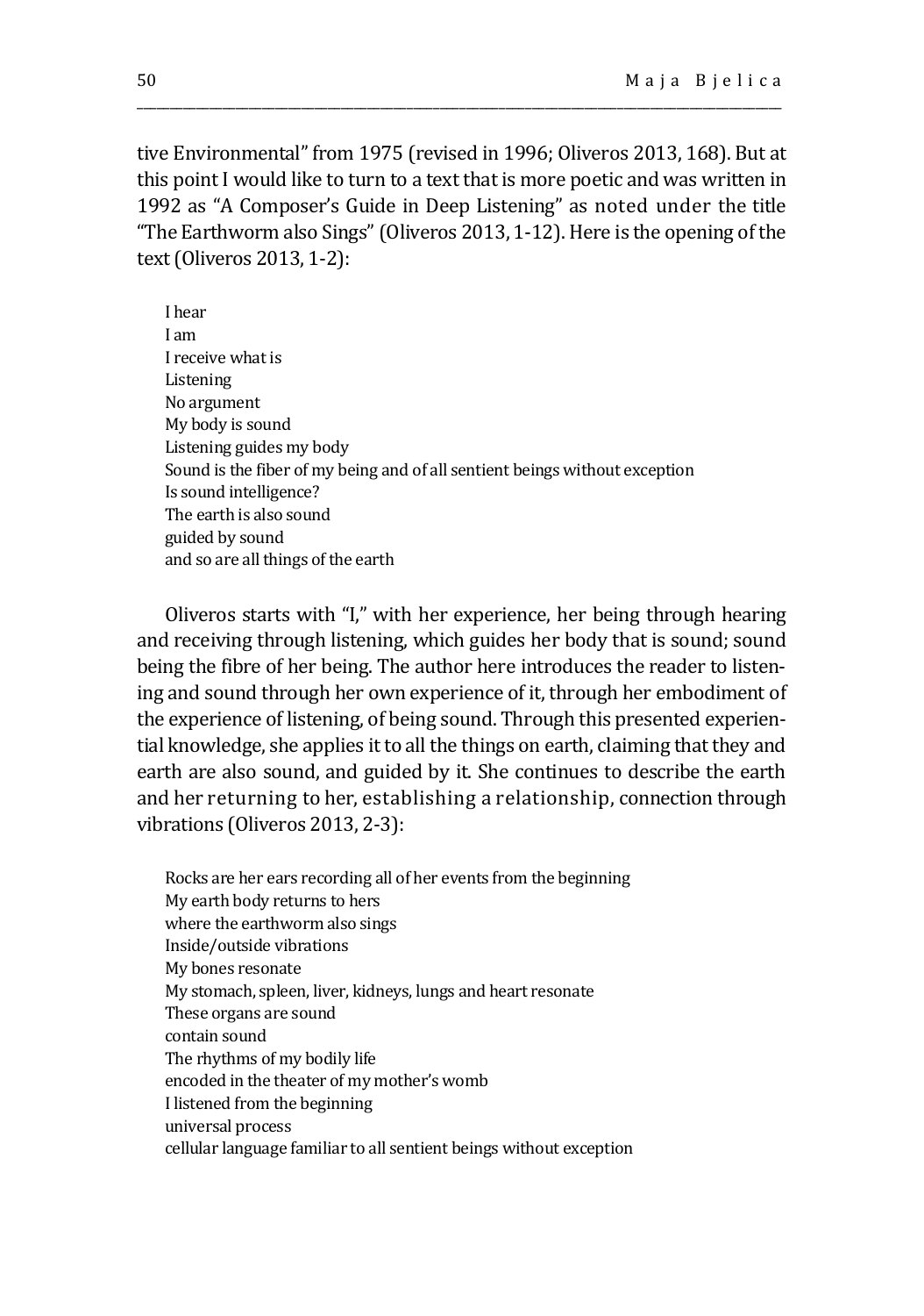tive Environmental" from 1975 (revised in 1996; Oliveros 2013, 168). But at this point I would like to turn to a text that is more poetic and was written in 1992 as "A Composer's Guide in Deep Listening" as noted under the title "The Earthworm also Sings" (Oliveros 2013, 1-12). Here is the opening of the text (Oliveros 2013, 1-2):

> I hear
> I am
> I receive what is
> Listening
> No argument
> My body is sound
> Listening guides my body
> Sound is the fiber of my being and of all sentient beings without exception
> Is sound intelligence?
> The earth is also sound
> guided by sound
> and so are all things of the earth

Oliveros starts with "I," with her experience, her being through hearing and receiving through listening, which guides her body that is sound; sound being the fibre of her being. The author here introduces the reader to listening and sound through her own experience of it, through her embodiment of the experience of listening, of being sound. Through this presented experiential knowledge, she applies it to all the things on earth, claiming that they and earth are also sound, and guided by it. She continues to describe the earth and her returning to her, establishing a relationship, connection through vibrations (Oliveros 2013, 2-3):

> Rocks are her ears recording all of her events from the beginning
> My earth body returns to hers
> where the earthworm also sings
> Inside/outside vibrations
> My bones resonate
> My stomach, spleen, liver, kidneys, lungs and heart resonate
> These organs are sound
> contain sound
> The rhythms of my bodily life
> encoded in the theater of my mother's womb
> I listened from the beginning
> universal process
> cellular language familiar to all sentient beings without exception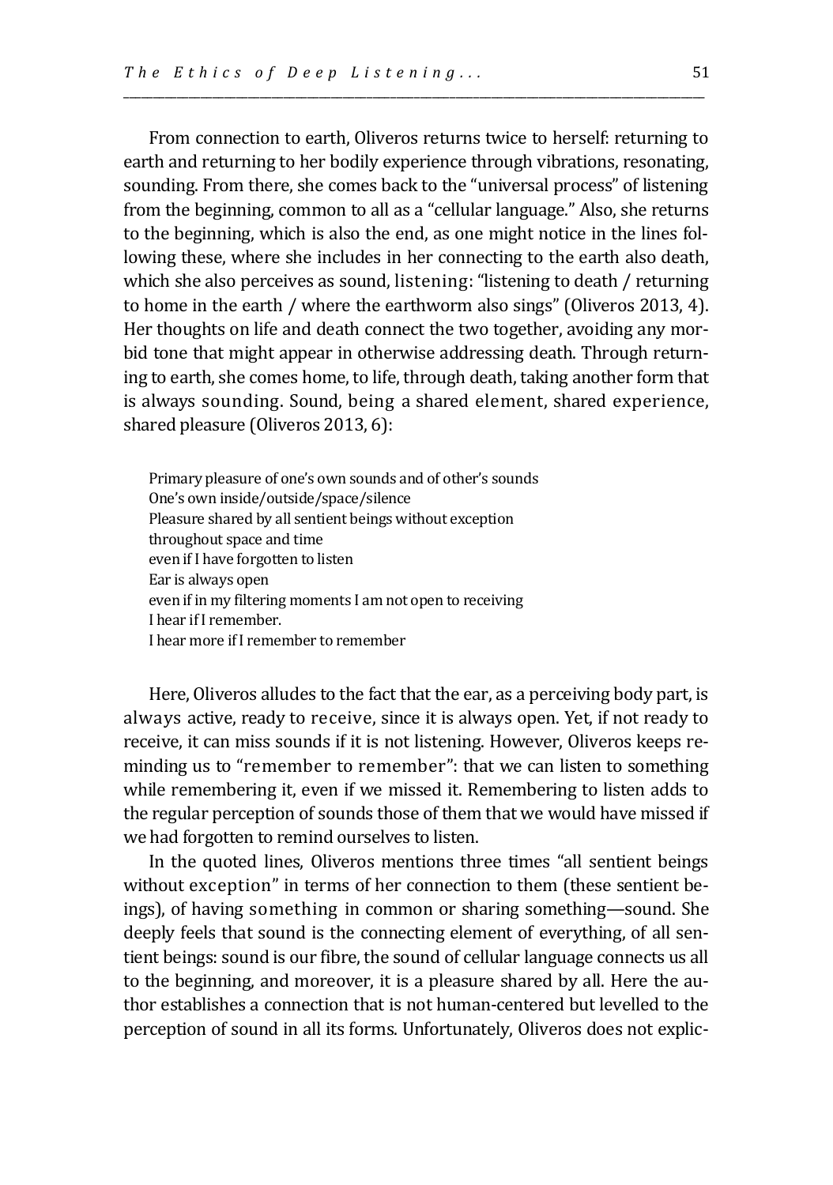From connection to earth, Oliveros returns twice to herself: returning to earth and returning to her bodily experience through vibrations, resonating, sounding. From there, she comes back to the "universal process" of listening from the beginning, common to all as a "cellular language." Also, she returns to the beginning, which is also the end, as one might notice in the lines following these, where she includes in her connecting to the earth also death, which she also perceives as sound, listening: "listening to death / returning to home in the earth / where the earthworm also sings" (Oliveros 2013, 4). Her thoughts on life and death connect the two together, avoiding any morbid tone that might appear in otherwise addressing death. Through returning to earth, she comes home, to life, through death, taking another form that is always sounding. Sound, being a shared element, shared experience, shared pleasure (Oliveros 2013, 6):

> Primary pleasure of one's own sounds and of other's sounds
> One's own inside/outside/space/silence
> Pleasure shared by all sentient beings without exception
> throughout space and time
> even if I have forgotten to listen
> Ear is always open
> even if in my filtering moments I am not open to receiving
> I hear if I remember.
> I hear more if I remember to remember

Here, Oliveros alludes to the fact that the ear, as a perceiving body part, is always active, ready to receive, since it is always open. Yet, if not ready to receive, it can miss sounds if it is not listening. However, Oliveros keeps reminding us to "remember to remember": that we can listen to something while remembering it, even if we missed it. Remembering to listen adds to the regular perception of sounds those of them that we would have missed if we had forgotten to remind ourselves to listen.

In the quoted lines, Oliveros mentions three times "all sentient beings without exception" in terms of her connection to them (these sentient beings), of having something in common or sharing something—sound. She deeply feels that sound is the connecting element of everything, of all sentient beings: sound is our fibre, the sound of cellular language connects us all to the beginning, and moreover, it is a pleasure shared by all. Here the author establishes a connection that is not human-centered but levelled to the perception of sound in all its forms. Unfortunately, Oliveros does not explic-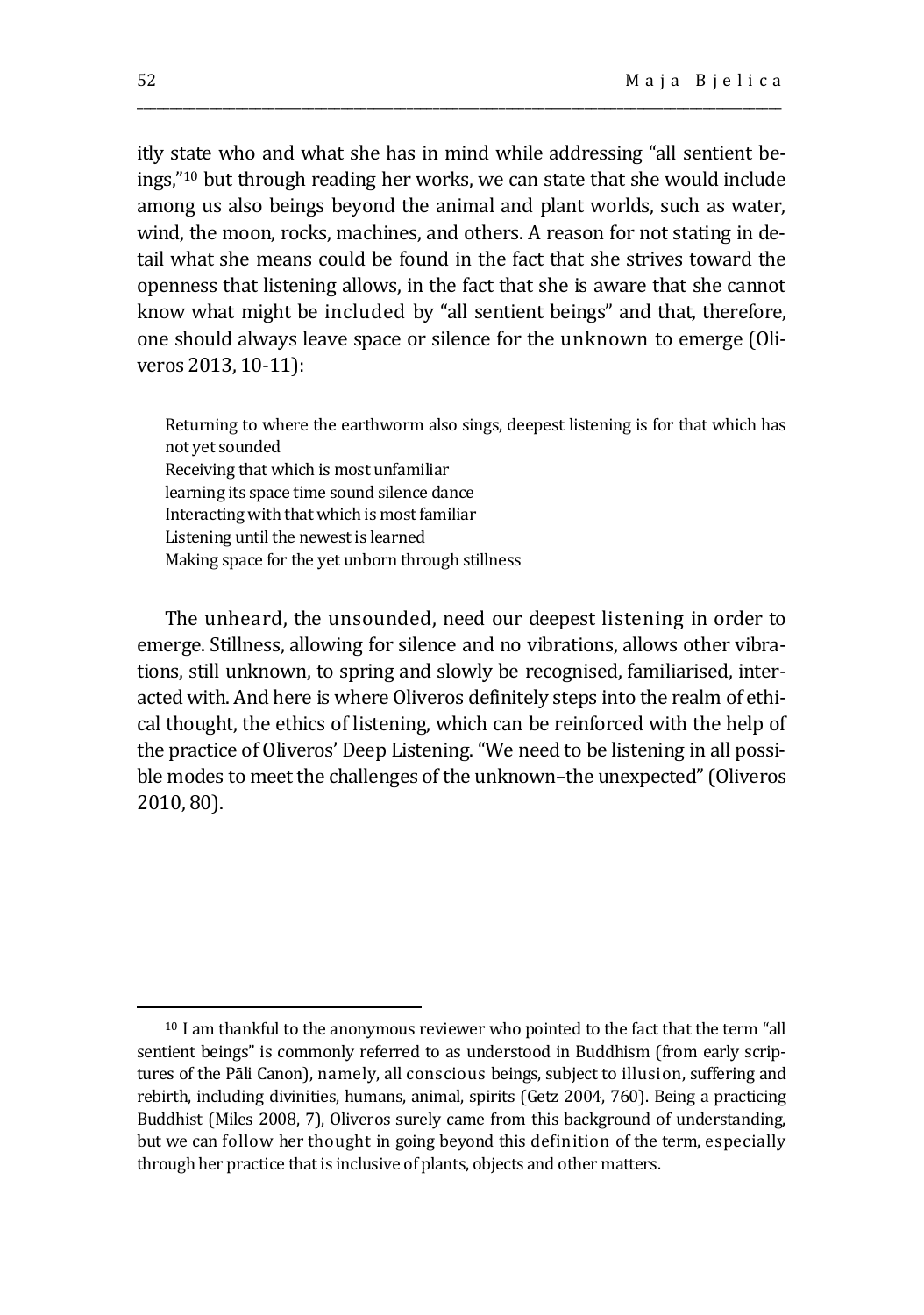itly state who and what she has in mind while addressing “all sentient beings,”[10] but through reading her works, we can state that she would include among us also beings beyond the animal and plant worlds, such as water, wind, the moon, rocks, machines, and others. A reason for not stating in detail what she means could be found in the fact that she strives toward the openness that listening allows, in the fact that she is aware that she cannot know what might be included by “all sentient beings” and that, therefore, one should always leave space or silence for the unknown to emerge (Oliveros 2013, 10-11):

> Returning to where the earthworm also sings, deepest listening is for that which has not yet sounded
> Receiving that which is most unfamiliar
> learning its space time sound silence dance
> Interacting with that which is most familiar
> Listening until the newest is learned
> Making space for the yet unborn through stillness

The unheard, the unsounded, need our deepest listening in order to emerge. Stillness, allowing for silence and no vibrations, allows other vibrations, still unknown, to spring and slowly be recognised, familiarised, interacted with. And here is where Oliveros definitely steps into the realm of ethical thought, the ethics of listening, which can be reinforced with the help of the practice of Oliveros’ Deep Listening. “We need to be listening in all possible modes to meet the challenges of the unknown–the unexpected” (Oliveros 2010, 80).

[10] I am thankful to the anonymous reviewer who pointed to the fact that the term “all sentient beings” is commonly referred to as understood in Buddhism (from early scriptures of the Pāli Canon), namely, all conscious beings, subject to illusion, suffering and rebirth, including divinities, humans, animal, spirits (Getz 2004, 760). Being a practicing Buddhist (Miles 2008, 7), Oliveros surely came from this background of understanding, but we can follow her thought in going beyond this definition of the term, especially through her practice that is inclusive of plants, objects and other matters.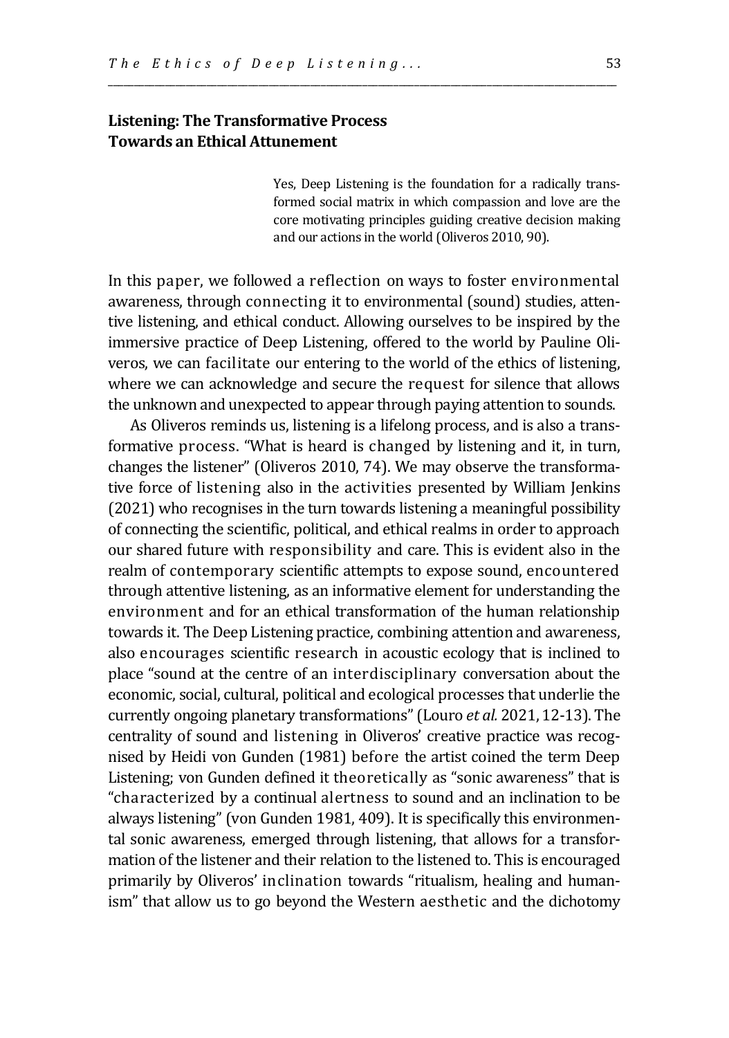## Listening: The Transformative Process Towards an Ethical Attunement

> Yes, Deep Listening is the foundation for a radically transformed social matrix in which compassion and love are the core motivating principles guiding creative decision making and our actions in the world (Oliveros 2010, 90).

In this paper, we followed a reflection on ways to foster environmental awareness, through connecting it to environmental (sound) studies, attentive listening, and ethical conduct. Allowing ourselves to be inspired by the immersive practice of Deep Listening, offered to the world by Pauline Oliveros, we can facilitate our entering to the world of the ethics of listening, where we can acknowledge and secure the request for silence that allows the unknown and unexpected to appear through paying attention to sounds.

As Oliveros reminds us, listening is a lifelong process, and is also a transformative process. "What is heard is changed by listening and it, in turn, changes the listener" (Oliveros 2010, 74). We may observe the transformative force of listening also in the activities presented by William Jenkins (2021) who recognises in the turn towards listening a meaningful possibility of connecting the scientific, political, and ethical realms in order to approach our shared future with responsibility and care. This is evident also in the realm of contemporary scientific attempts to expose sound, encountered through attentive listening, as an informative element for understanding the environment and for an ethical transformation of the human relationship towards it. The Deep Listening practice, combining attention and awareness, also encourages scientific research in acoustic ecology that is inclined to place "sound at the centre of an interdisciplinary conversation about the economic, social, cultural, political and ecological processes that underlie the currently ongoing planetary transformations" (Louro *et al.* 2021, 12-13). The centrality of sound and listening in Oliveros' creative practice was recognised by Heidi von Gunden (1981) before the artist coined the term Deep Listening; von Gunden defined it theoretically as "sonic awareness" that is "characterized by a continual alertness to sound and an inclination to be always listening" (von Gunden 1981, 409). It is specifically this environmental sonic awareness, emerged through listening, that allows for a transformation of the listener and their relation to the listened to. This is encouraged primarily by Oliveros' inclination towards "ritualism, healing and humanism" that allow us to go beyond the Western aesthetic and the dichotomy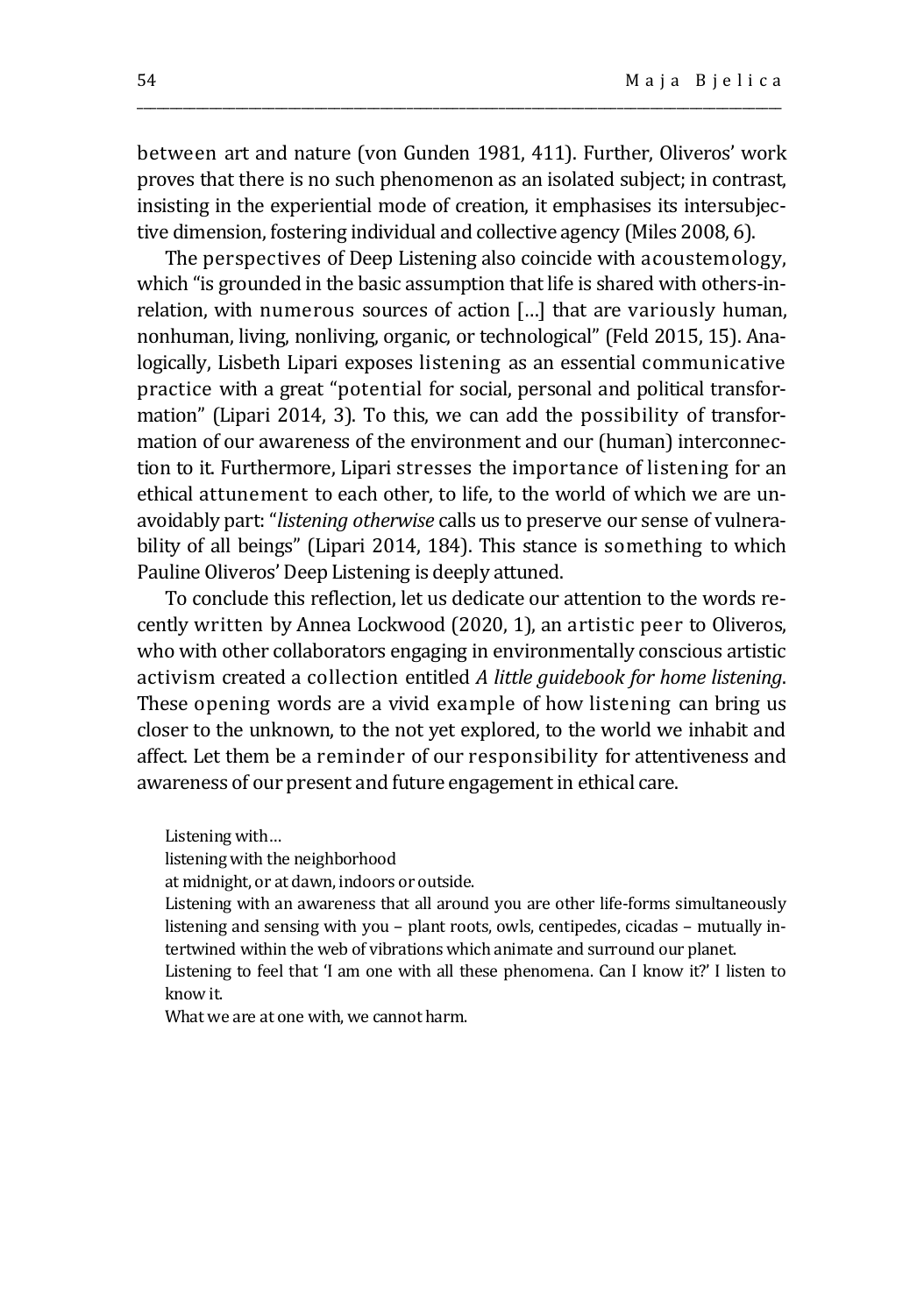between art and nature (von Gunden 1981, 411). Further, Oliveros' work proves that there is no such phenomenon as an isolated subject; in contrast, insisting in the experiential mode of creation, it emphasises its intersubjective dimension, fostering individual and collective agency (Miles 2008, 6).

The perspectives of Deep Listening also coincide with acoustemology, which "is grounded in the basic assumption that life is shared with others-in-relation, with numerous sources of action […] that are variously human, nonhuman, living, nonliving, organic, or technological" (Feld 2015, 15). Analogically, Lisbeth Lipari exposes listening as an essential communicative practice with a great "potential for social, personal and political transformation" (Lipari 2014, 3). To this, we can add the possibility of transformation of our awareness of the environment and our (human) interconnection to it. Furthermore, Lipari stresses the importance of listening for an ethical attunement to each other, to life, to the world of which we are unavoidably part: "*listening otherwise* calls us to preserve our sense of vulnerability of all beings" (Lipari 2014, 184). This stance is something to which Pauline Oliveros' Deep Listening is deeply attuned.

To conclude this reflection, let us dedicate our attention to the words recently written by Annea Lockwood (2020, 1), an artistic peer to Oliveros, who with other collaborators engaging in environmentally conscious artistic activism created a collection entitled *A little guidebook for home listening*. These opening words are a vivid example of how listening can bring us closer to the unknown, to the not yet explored, to the world we inhabit and affect. Let them be a reminder of our responsibility for attentiveness and awareness of our present and future engagement in ethical care.

> Listening with…
> listening with the neighborhood
> at midnight, or at dawn, indoors or outside.
> Listening with an awareness that all around you are other life-forms simultaneously listening and sensing with you – plant roots, owls, centipedes, cicadas – mutually intertwined within the web of vibrations which animate and surround our planet.
> Listening to feel that 'I am one with all these phenomena. Can I know it?' I listen to know it.
> What we are at one with, we cannot harm.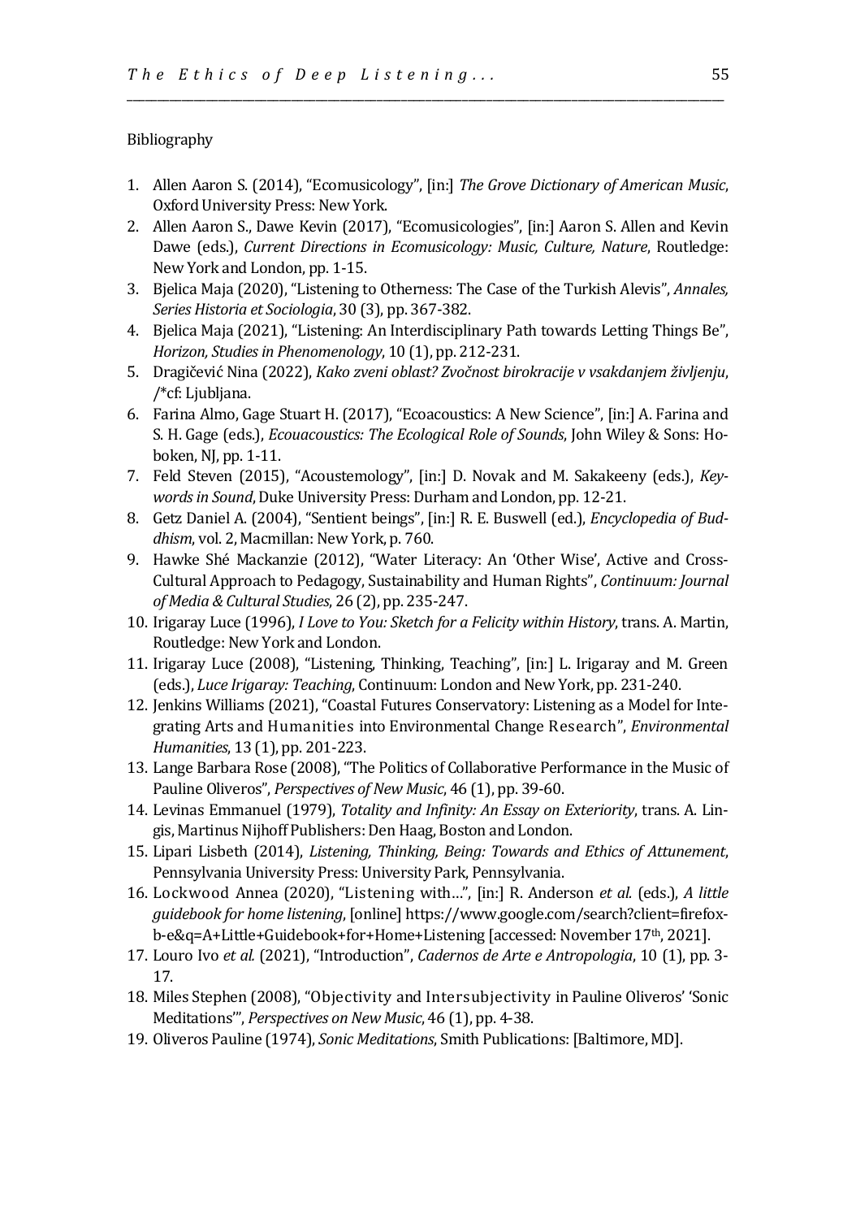Bibliography

1. Allen Aaron S. (2014), "Ecomusicology", [in:] *The Grove Dictionary of American Music*, Oxford University Press: New York.
2. Allen Aaron S., Dawe Kevin (2017), "Ecomusicologies", [in:] Aaron S. Allen and Kevin Dawe (eds.), *Current Directions in Ecomusicology: Music, Culture, Nature*, Routledge: New York and London, pp. 1-15.
3. Bjelica Maja (2020), "Listening to Otherness: The Case of the Turkish Alevis", *Annales, Series Historia et Sociologia*, 30 (3), pp. 367-382.
4. Bjelica Maja (2021), "Listening: An Interdisciplinary Path towards Letting Things Be", *Horizon, Studies in Phenomenology*, 10 (1), pp. 212-231.
5. Dragičević Nina (2022), *Kako zveni oblast? Zvočnost birokracije v vsakdanjem življenju*, /*cf: Ljubljana.
6. Farina Almo, Gage Stuart H. (2017), "Ecoacoustics: A New Science", [in:] A. Farina and S. H. Gage (eds.), *Ecouacoustics: The Ecological Role of Sounds*, John Wiley & Sons: Hoboken, NJ, pp. 1-11.
7. Feld Steven (2015), "Acoustemology", [in:] D. Novak and M. Sakakeeny (eds.), *Keywords in Sound*, Duke University Press: Durham and London, pp. 12-21.
8. Getz Daniel A. (2004), "Sentient beings", [in:] R. E. Buswell (ed.), *Encyclopedia of Buddhism*, vol. 2, Macmillan: New York, p. 760.
9. Hawke Shé Mackanzie (2012), "Water Literacy: An 'Other Wise', Active and Cross-Cultural Approach to Pedagogy, Sustainability and Human Rights", *Continuum: Journal of Media & Cultural Studies*, 26 (2), pp. 235-247.
10. Irigaray Luce (1996), *I Love to You: Sketch for a Felicity within History*, trans. A. Martin, Routledge: New York and London.
11. Irigaray Luce (2008), "Listening, Thinking, Teaching", [in:] L. Irigaray and M. Green (eds.), *Luce Irigaray: Teaching*, Continuum: London and New York, pp. 231-240.
12. Jenkins Williams (2021), "Coastal Futures Conservatory: Listening as a Model for Integrating Arts and Humanities into Environmental Change Research", *Environmental Humanities*, 13 (1), pp. 201-223.
13. Lange Barbara Rose (2008), "The Politics of Collaborative Performance in the Music of Pauline Oliveros", *Perspectives of New Music*, 46 (1), pp. 39-60.
14. Levinas Emmanuel (1979), *Totality and Infinity: An Essay on Exteriority*, trans. A. Lingis, Martinus Nijhoff Publishers: Den Haag, Boston and London.
15. Lipari Lisbeth (2014), *Listening, Thinking, Being: Towards and Ethics of Attunement*, Pennsylvania University Press: University Park, Pennsylvania.
16. Lockwood Annea (2020), "Listening with…", [in:] R. Anderson *et al.* (eds.), *A little guidebook for home listening*, [online] https://www.google.com/search?client=firefox-b-e&q=A+Little+Guidebook+for+Home+Listening [accessed: November 17th, 2021].
17. Louro Ivo *et al.* (2021), "Introduction", *Cadernos de Arte e Antropologia*, 10 (1), pp. 3-17.
18. Miles Stephen (2008), "Objectivity and Intersubjectivity in Pauline Oliveros' 'Sonic Meditations'", *Perspectives on New Music*, 46 (1), pp. 4-38.
19. Oliveros Pauline (1974), *Sonic Meditations*, Smith Publications: [Baltimore, MD].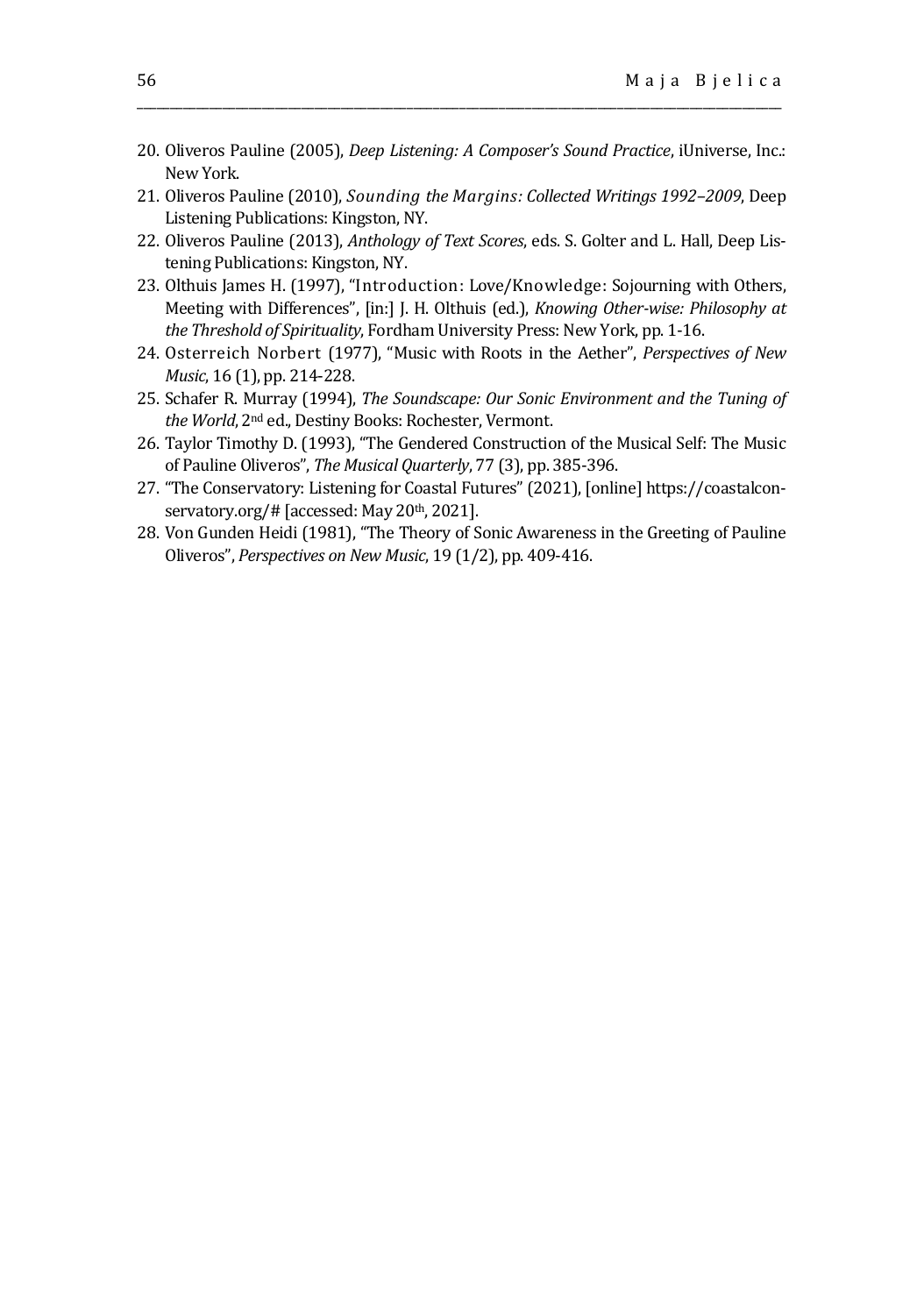20. Oliveros Pauline (2005), *Deep Listening: A Composer's Sound Practice*, iUniverse, Inc.: New York.
21. Oliveros Pauline (2010), *Sounding the Margins: Collected Writings 1992–2009*, Deep Listening Publications: Kingston, NY.
22. Oliveros Pauline (2013), *Anthology of Text Scores*, eds. S. Golter and L. Hall, Deep Listening Publications: Kingston, NY.
23. Olthuis James H. (1997), "Introduction: Love/Knowledge: Sojourning with Others, Meeting with Differences", [in:] J. H. Olthuis (ed.), *Knowing Other-wise: Philosophy at the Threshold of Spirituality*, Fordham University Press: New York, pp. 1-16.
24. Osterreich Norbert (1977), "Music with Roots in the Aether", *Perspectives of New Music*, 16 (1), pp. 214-228.
25. Schafer R. Murray (1994), *The Soundscape: Our Sonic Environment and the Tuning of the World*, 2nd ed., Destiny Books: Rochester, Vermont.
26. Taylor Timothy D. (1993), "The Gendered Construction of the Musical Self: The Music of Pauline Oliveros", *The Musical Quarterly*, 77 (3), pp. 385-396.
27. "The Conservatory: Listening for Coastal Futures" (2021), [online] https://coastalconservatory.org/# [accessed: May 20th, 2021].
28. Von Gunden Heidi (1981), "The Theory of Sonic Awareness in the Greeting of Pauline Oliveros", *Perspectives on New Music*, 19 (1/2), pp. 409-416.